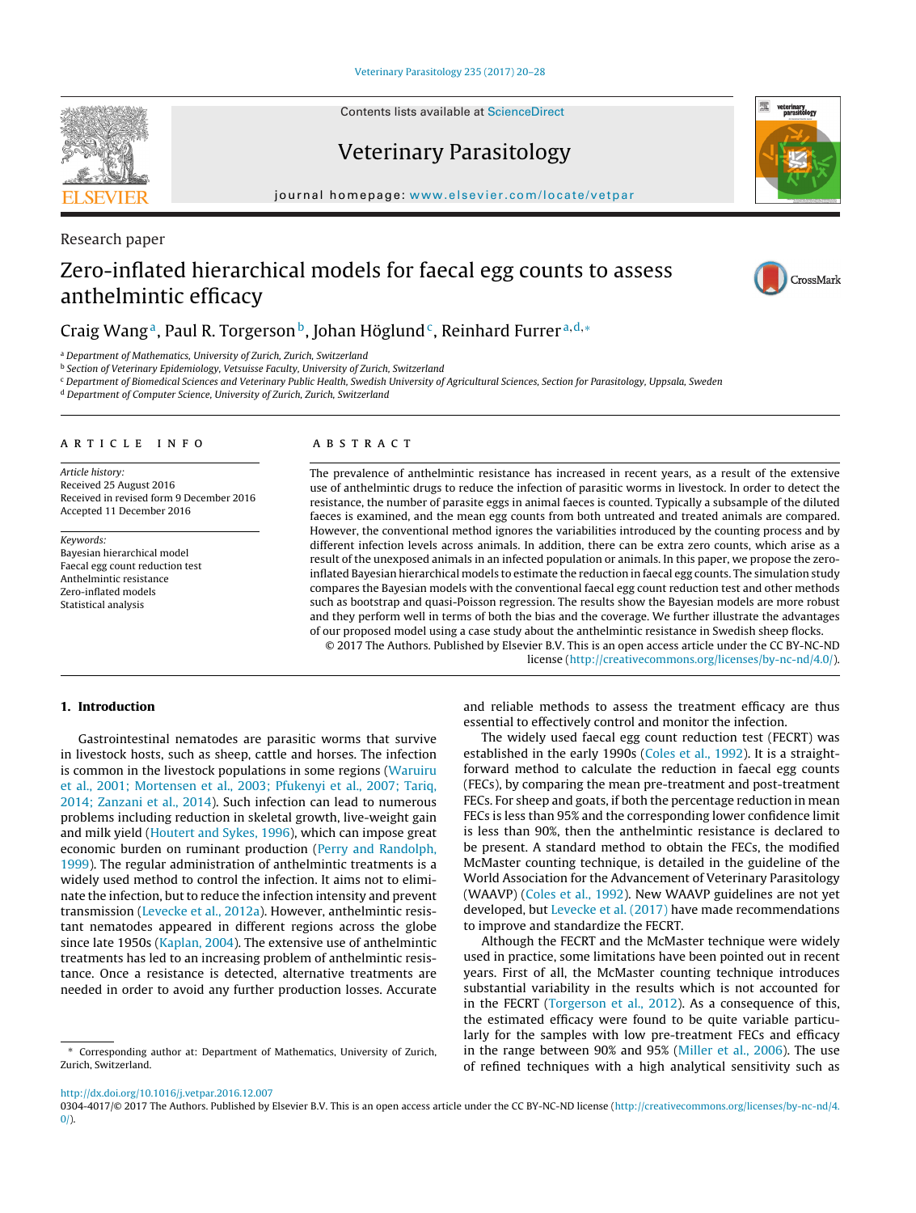Research paper

# Zero-inflated hierarchical models for faecal egg counts to assess anthelmintic efficacy

Craig Wang[a], Paul R. Torgerson[b], Johan Höglund[c], Reinhard Furrer[a,d,*]

[a] Department of Mathematics, University of Zurich, Zurich, Switzerland
[b] Section of Veterinary Epidemiology, Vetsuisse Faculty, University of Zurich, Switzerland
[c] Department of Biomedical Sciences and Veterinary Public Health, Swedish University of Agricultural Sciences, Section for Parasitology, Uppsala, Sweden
[d] Department of Computer Science, University of Zurich, Zurich, Switzerland

## ARTICLE INFO

*Article history:*
Received 25 August 2016
Received in revised form 9 December 2016
Accepted 11 December 2016

*Keywords:*
Bayesian hierarchical model
Faecal egg count reduction test
Anthelmintic resistance
Zero-inflated models
Statistical analysis

## ABSTRACT

The prevalence of anthelmintic resistance has increased in recent years, as a result of the extensive use of anthelmintic drugs to reduce the infection of parasitic worms in livestock. In order to detect the resistance, the number of parasite eggs in animal faeces is counted. Typically a subsample of the diluted faeces is examined, and the mean egg counts from both untreated and treated animals are compared. However, the conventional method ignores the variabilities introduced by the counting process and by different infection levels across animals. In addition, there can be extra zero counts, which arise as a result of the unexposed animals in an infected population or animals. In this paper, we propose the zero-inflated Bayesian hierarchical models to estimate the reduction in faecal egg counts. The simulation study compares the Bayesian models with the conventional faecal egg count reduction test and other methods such as bootstrap and quasi-Poisson regression. The results show the Bayesian models are more robust and they perform well in terms of both the bias and the coverage. We further illustrate the advantages of our proposed model using a case study about the anthelmintic resistance in Swedish sheep flocks.

© 2017 The Authors. Published by Elsevier B.V. This is an open access article under the CC BY-NC-ND license (http://creativecommons.org/licenses/by-nc-nd/4.0/).

## 1. Introduction

Gastrointestinal nematodes are parasitic worms that survive in livestock hosts, such as sheep, cattle and horses. The infection is common in the livestock populations in some regions (Waruiru et al., 2001; Mortensen et al., 2003; Pfukenyi et al., 2007; Tariq, 2014; Zanzani et al., 2014). Such infection can lead to numerous problems including reduction in skeletal growth, live-weight gain and milk yield (Houtert and Sykes, 1996), which can impose great economic burden on ruminant production (Perry and Randolph, 1999). The regular administration of anthelmintic treatments is a widely used method to control the infection. It aims not to eliminate the infection, but to reduce the infection intensity and prevent transmission (Levecke et al., 2012a). However, anthelmintic resistant nematodes appeared in different regions across the globe since late 1950s (Kaplan, 2004). The extensive use of anthelmintic treatments has led to an increasing problem of anthelmintic resistance. Once a resistance is detected, alternative treatments are needed in order to avoid any further production losses. Accurate and reliable methods to assess the treatment efficacy are thus essential to effectively control and monitor the infection.

The widely used faecal egg count reduction test (FECRT) was established in the early 1990s (Coles et al., 1992). It is a straightforward method to calculate the reduction in faecal egg counts (FECs), by comparing the mean pre-treatment and post-treatment FECs. For sheep and goats, if both the percentage reduction in mean FECs is less than 95% and the corresponding lower confidence limit is less than 90%, then the anthelmintic resistance is declared to be present. A standard method to obtain the FECs, the modified McMaster counting technique, is detailed in the guideline of the World Association for the Advancement of Veterinary Parasitology (WAAVP) (Coles et al., 1992). New WAAVP guidelines are not yet developed, but Levecke et al. (2017) have made recommendations to improve and standardize the FECRT.

Although the FECRT and the McMaster technique were widely used in practice, some limitations have been pointed out in recent years. First of all, the McMaster counting technique introduces substantial variability in the results which is not accounted for in the FECRT (Torgerson et al., 2012). As a consequence of this, the estimated efficacy were found to be quite variable particularly for the samples with low pre-treatment FECs and efficacy in the range between 90% and 95% (Miller et al., 2006). The use of refined techniques with a high analytical sensitivity such as

\* Corresponding author at: Department of Mathematics, University of Zurich, Zurich, Switzerland.

http://dx.doi.org/10.1016/j.vetpar.2016.12.007
0304-4017/© 2017 The Authors. Published by Elsevier B.V. This is an open access article under the CC BY-NC-ND license (http://creativecommons.org/licenses/by-nc-nd/4.0/).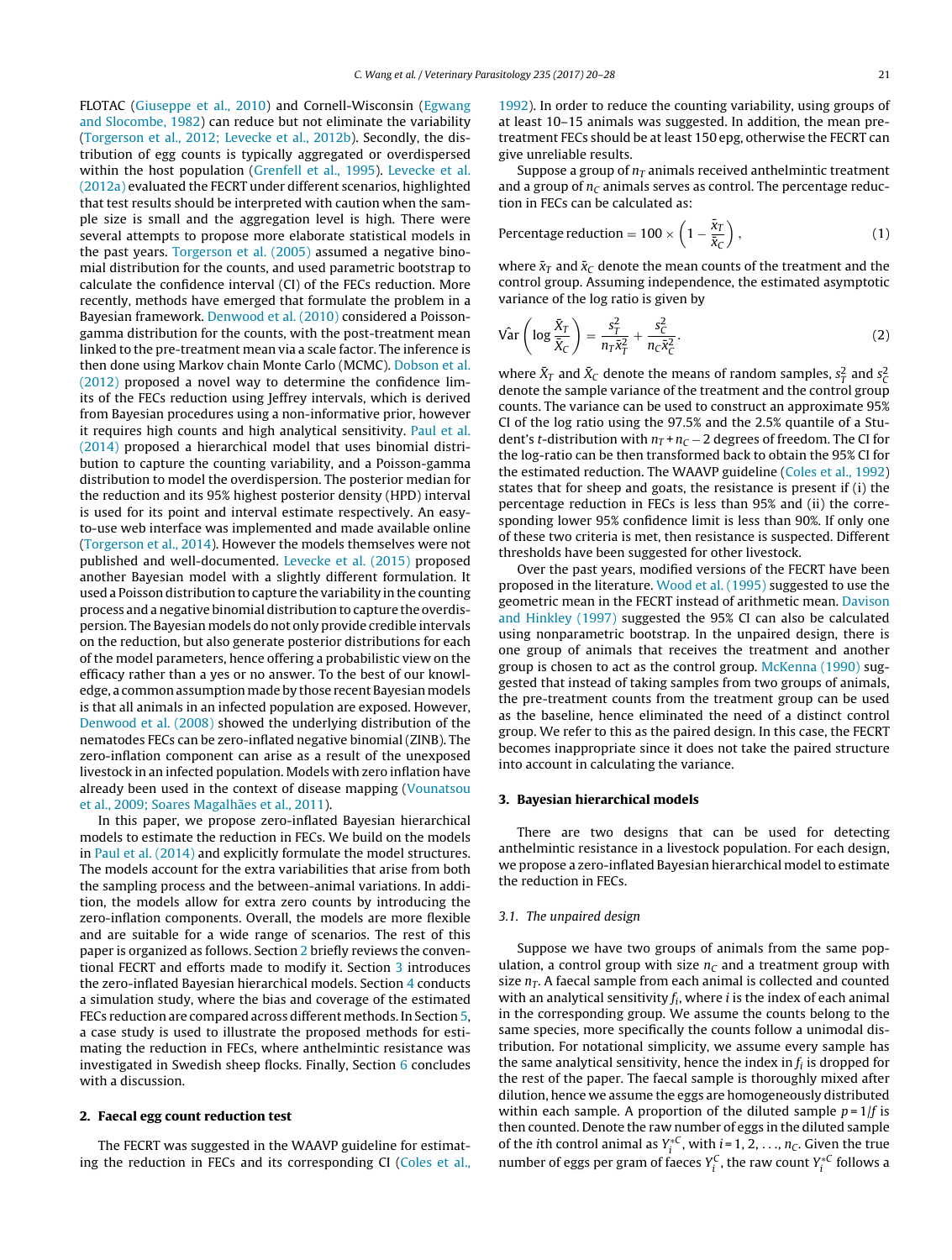FLOTAC (Giuseppe et al., 2010) and Cornell-Wisconsin (Egwang and Slocombe, 1982) can reduce but not eliminate the variability (Torgerson et al., 2012; Levecke et al., 2012b). Secondly, the distribution of egg counts is typically aggregated or overdispersed within the host population (Grenfell et al., 1995). Levecke et al. (2012a) evaluated the FECRT under different scenarios, highlighted that test results should be interpreted with caution when the sample size is small and the aggregation level is high. There were several attempts to propose more elaborate statistical models in the past years. Torgerson et al. (2005) assumed a negative binomial distribution for the counts, and used parametric bootstrap to calculate the confidence interval (CI) of the FECs reduction. More recently, methods have emerged that formulate the problem in a Bayesian framework. Denwood et al. (2010) considered a Poisson-gamma distribution for the counts, with the post-treatment mean linked to the pre-treatment mean via a scale factor. The inference is then done using Markov chain Monte Carlo (MCMC). Dobson et al. (2012) proposed a novel way to determine the confidence limits of the FECs reduction using Jeffrey intervals, which is derived from Bayesian procedures using a non-informative prior, however it requires high counts and high analytical sensitivity. Paul et al. (2014) proposed a hierarchical model that uses binomial distribution to capture the counting variability, and a Poisson-gamma distribution to model the overdispersion. The posterior median for the reduction and its 95% highest posterior density (HPD) interval is used for its point and interval estimate respectively. An easy-to-use web interface was implemented and made available online (Torgerson et al., 2014). However the models themselves were not published and well-documented. Levecke et al. (2015) proposed another Bayesian model with a slightly different formulation. It used a Poisson distribution to capture the variability in the counting process and a negative binomial distribution to capture the overdispersion. The Bayesian models do not only provide credible intervals on the reduction, but also generate posterior distributions for each of the model parameters, hence offering a probabilistic view on the efficacy rather than a yes or no answer. To the best of our knowledge, a common assumption made by those recent Bayesian models is that all animals in an infected population are exposed. However, Denwood et al. (2008) showed the underlying distribution of the nematodes FECs can be zero-inflated negative binomial (ZINB). The zero-inflation component can arise as a result of the unexposed livestock in an infected population. Models with zero inflation have already been used in the context of disease mapping (Vounatsou et al., 2009; Soares Magalhães et al., 2011).

In this paper, we propose zero-inflated Bayesian hierarchical models to estimate the reduction in FECs. We build on the models in Paul et al. (2014) and explicitly formulate the model structures. The models account for the extra variabilities that arise from both the sampling process and the between-animal variations. In addition, the models allow for extra zero counts by introducing the zero-inflation components. Overall, the models are more flexible and are suitable for a wide range of scenarios. The rest of this paper is organized as follows. Section 2 briefly reviews the conventional FECRT and efforts made to modify it. Section 3 introduces the zero-inflated Bayesian hierarchical models. Section 4 conducts a simulation study, where the bias and coverage of the estimated FECs reduction are compared across different methods. In Section 5, a case study is used to illustrate the proposed methods for estimating the reduction in FECs, where anthelmintic resistance was investigated in Swedish sheep flocks. Finally, Section 6 concludes with a discussion.

## 2. Faecal egg count reduction test

The FECRT was suggested in the WAAVP guideline for estimating the reduction in FECs and its corresponding CI (Coles et al., 1992). In order to reduce the counting variability, using groups of at least 10–15 animals was suggested. In addition, the mean pre-treatment FECs should be at least 150 epg, otherwise the FECRT can give unreliable results.

Suppose a group of $n_T$ animals received anthelmintic treatment and a group of $n_C$ animals serves as control. The percentage reduction in FECs can be calculated as:

$$\text{Percentage reduction} = 100 \times \left(1 - \frac{\bar{x}_T}{\bar{x}_C}\right), \tag{1}$$

where $\bar{x}_T$ and $\bar{x}_C$ denote the mean counts of the treatment and the control group. Assuming independence, the estimated asymptotic variance of the log ratio is given by

$$\hat{\text{Var}}\left(\log\frac{\bar{X}_T}{\bar{X}_C}\right) = \frac{s_T^2}{n_T\bar{x}_T^2} + \frac{s_C^2}{n_C\bar{x}_C^2}. \tag{2}$$

where $\bar{X}_T$ and $\bar{X}_C$ denote the means of random samples, $s_T^2$ and $s_C^2$ denote the sample variance of the treatment and the control group counts. The variance can be used to construct an approximate 95% CI of the log ratio using the 97.5% and the 2.5% quantile of a Student's $t$-distribution with $n_T + n_C - 2$ degrees of freedom. The CI for the log-ratio can be then transformed back to obtain the 95% CI for the estimated reduction. The WAAVP guideline (Coles et al., 1992) states that for sheep and goats, the resistance is present if (i) the percentage reduction in FECs is less than 95% and (ii) the corresponding lower 95% confidence limit is less than 90%. If only one of these two criteria is met, then resistance is suspected. Different thresholds have been suggested for other livestock.

Over the past years, modified versions of the FECRT have been proposed in the literature. Wood et al. (1995) suggested to use the geometric mean in the FECRT instead of arithmetic mean. Davison and Hinkley (1997) suggested the 95% CI can also be calculated using nonparametric bootstrap. In the unpaired design, there is one group of animals that receives the treatment and another group is chosen to act as the control group. McKenna (1990) suggested that instead of taking samples from two groups of animals, the pre-treatment counts from the treatment group can be used as the baseline, hence eliminated the need of a distinct control group. We refer to this as the paired design. In this case, the FECRT becomes inappropriate since it does not take the paired structure into account in calculating the variance.

## 3. Bayesian hierarchical models

There are two designs that can be used for detecting anthelmintic resistance in a livestock population. For each design, we propose a zero-inflated Bayesian hierarchical model to estimate the reduction in FECs.

### 3.1. The unpaired design

Suppose we have two groups of animals from the same population, a control group with size $n_C$ and a treatment group with size $n_T$. A faecal sample from each animal is collected and counted with an analytical sensitivity $f_i$, where $i$ is the index of each animal in the corresponding group. We assume the counts belong to the same species, more specifically the counts follow a unimodal distribution. For notational simplicity, we assume every sample has the same analytical sensitivity, hence the index in $f_i$ is dropped for the rest of the paper. The faecal sample is thoroughly mixed after dilution, hence we assume the eggs are homogeneously distributed within each sample. A proportion of the diluted sample $p = 1/f$ is then counted. Denote the raw number of eggs in the diluted sample of the $i$th control animal as $Y_i^{*C}$, with $i = 1, 2, \ldots, n_C$. Given the true number of eggs per gram of faeces $Y_i^C$, the raw count $Y_i^{*C}$ follows a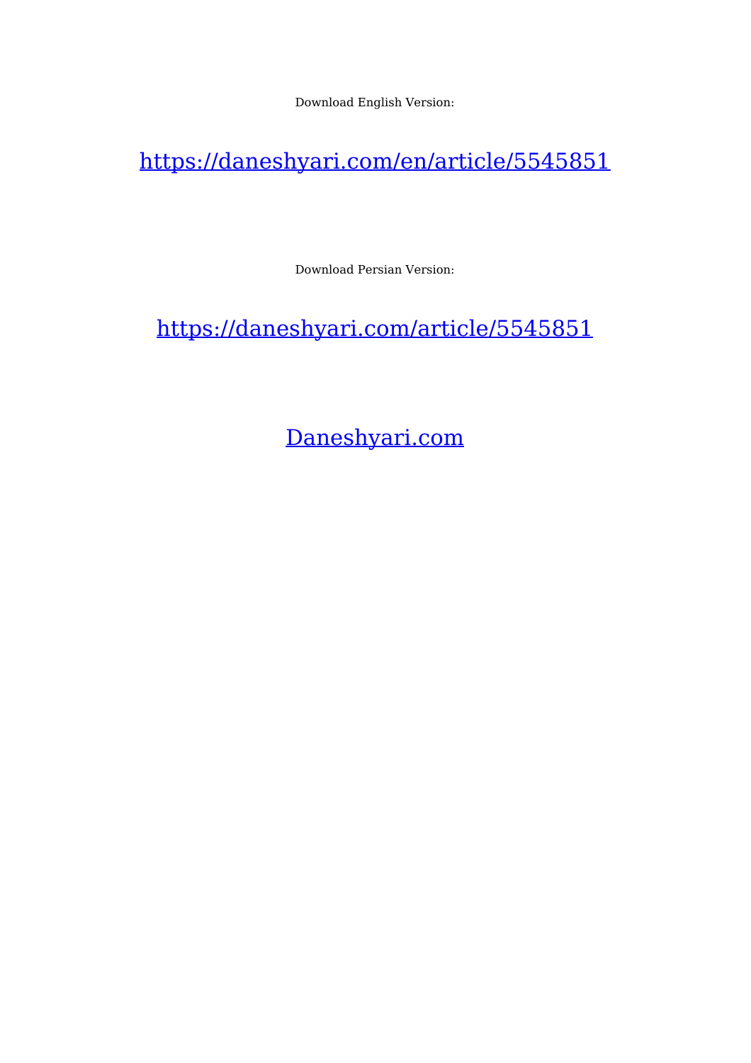Download English Version:

https://daneshyari.com/en/article/5545851

Download Persian Version:

https://daneshyari.com/article/5545851

Daneshyari.com